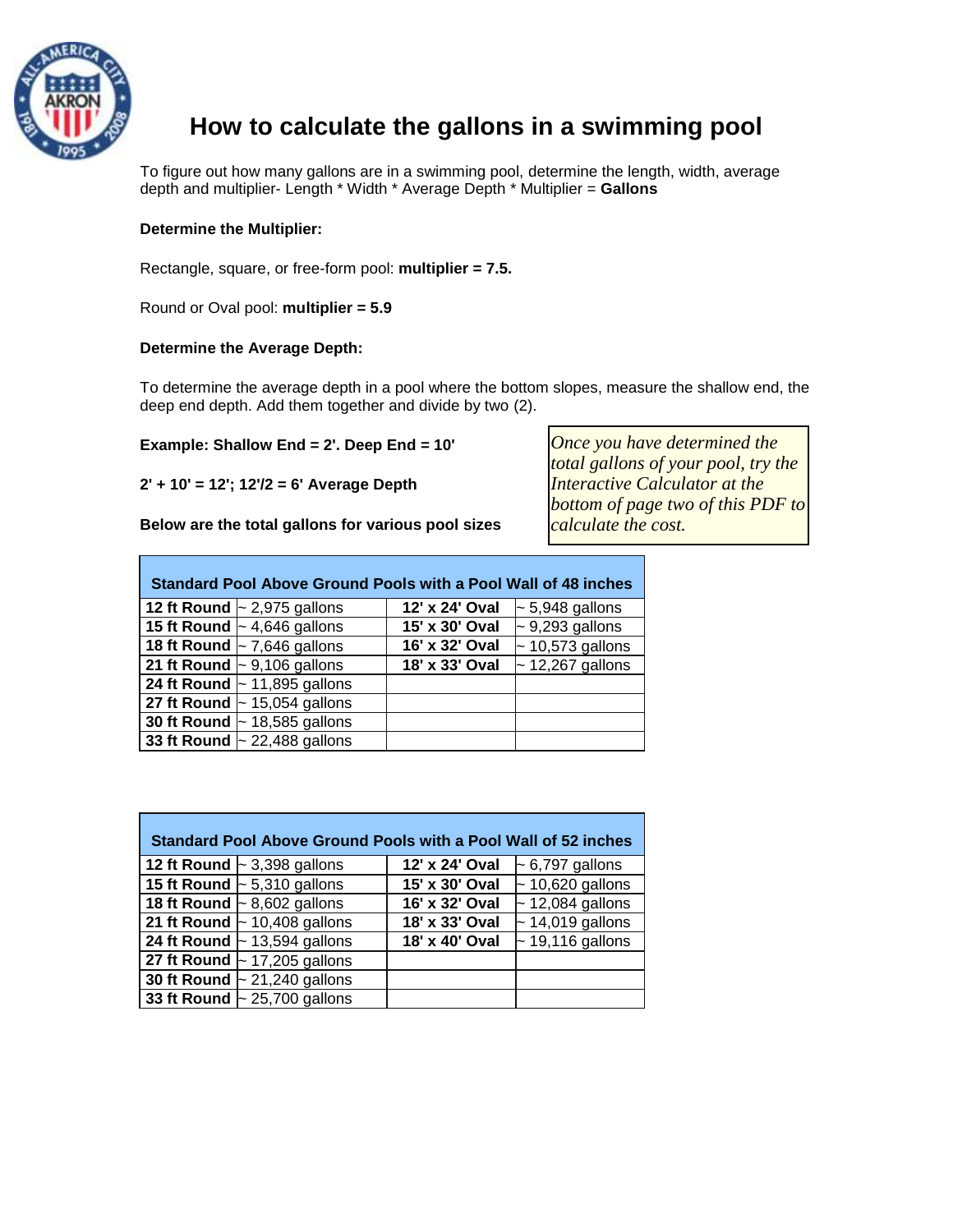# How to calculate the gallons in a swimming pool

To figure out how many gallons are in a swimming pool, determine the length, width, average depth and multiplier- Length * Width * Average Depth * Multiplier = **Gallons**

**Determine the Multiplier:**

Rectangle, square, or free-form pool: **multiplier = 7.5.**

Round or Oval pool: **multiplier = 5.9**

**Determine the Average Depth:**

To determine the average depth in a pool where the bottom slopes, measure the shallow end, the deep end depth. Add them together and divide by two (2).

**Example: Shallow End = 2'. Deep End = 10'**

**2' + 10' = 12'; 12'/2 = 6' Average Depth**

**Below are the total gallons for various pool sizes**

*Once you have determined the total gallons of your pool, try the Interactive Calculator at the bottom of page two of this PDF to calculate the cost.*

| **Standard Pool Above Ground Pools with a Pool Wall of 48 inches** | | | |
|---|---|---|---|
| **12 ft Round** | ~ 2,975 gallons | **12' x 24' Oval** | ~ 5,948 gallons |
| **15 ft Round** | ~ 4,646 gallons | **15' x 30' Oval** | ~ 9,293 gallons |
| **18 ft Round** | ~ 7,646 gallons | **16' x 32' Oval** | ~ 10,573 gallons |
| **21 ft Round** | ~ 9,106 gallons | **18' x 33' Oval** | ~ 12,267 gallons |
| **24 ft Round** | ~ 11,895 gallons | | |
| **27 ft Round** | ~ 15,054 gallons | | |
| **30 ft Round** | ~ 18,585 gallons | | |
| **33 ft Round** | ~ 22,488 gallons | | |

| **Standard Pool Above Ground Pools with a Pool Wall of 52 inches** | | | |
|---|---|---|---|
| **12 ft Round** | ~ 3,398 gallons | **12' x 24' Oval** | ~ 6,797 gallons |
| **15 ft Round** | ~ 5,310 gallons | **15' x 30' Oval** | ~ 10,620 gallons |
| **18 ft Round** | ~ 8,602 gallons | **16' x 32' Oval** | ~ 12,084 gallons |
| **21 ft Round** | ~ 10,408 gallons | **18' x 33' Oval** | ~ 14,019 gallons |
| **24 ft Round** | ~ 13,594 gallons | **18' x 40' Oval** | ~ 19,116 gallons |
| **27 ft Round** | ~ 17,205 gallons | | |
| **30 ft Round** | ~ 21,240 gallons | | |
| **33 ft Round** | ~ 25,700 gallons | | |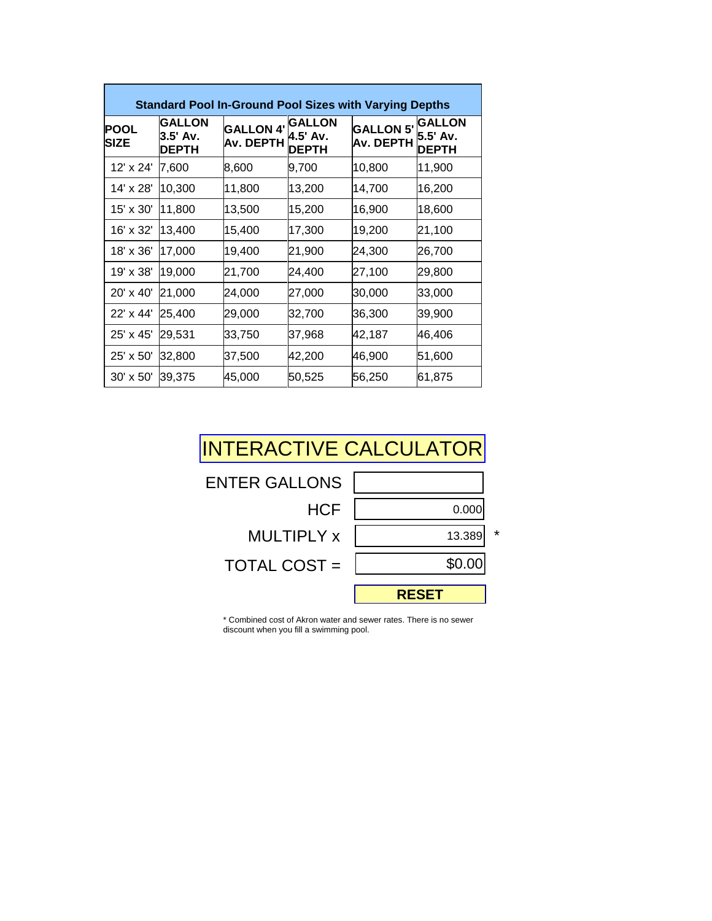| Standard Pool In-Ground Pool Sizes with Varying Depths | | | | | |
|---|---|---|---|---|---|
| **POOL SIZE** | **GALLON 3.5' Av. DEPTH** | **GALLON 4' Av. DEPTH** | **GALLON 4.5' Av. DEPTH** | **GALLON 5' Av. DEPTH** | **GALLON 5.5' Av. DEPTH** |
| 12' x 24' | 7,600 | 8,600 | 9,700 | 10,800 | 11,900 |
| 14' x 28' | 10,300 | 11,800 | 13,200 | 14,700 | 16,200 |
| 15' x 30' | 11,800 | 13,500 | 15,200 | 16,900 | 18,600 |
| 16' x 32' | 13,400 | 15,400 | 17,300 | 19,200 | 21,100 |
| 18' x 36' | 17,000 | 19,400 | 21,900 | 24,300 | 26,700 |
| 19' x 38' | 19,000 | 21,700 | 24,400 | 27,100 | 29,800 |
| 20' x 40' | 21,000 | 24,000 | 27,000 | 30,000 | 33,000 |
| 22' x 44' | 25,400 | 29,000 | 32,700 | 36,300 | 39,900 |
| 25' x 45' | 29,531 | 33,750 | 37,968 | 42,187 | 46,406 |
| 25' x 50' | 32,800 | 37,500 | 42,200 | 46,900 | 51,600 |
| 30' x 50' | 39,375 | 45,000 | 50,525 | 56,250 | 61,875 |

## INTERACTIVE CALCULATOR

| | |
|---|---|
| ENTER GALLONS | |
| HCF | 0.000 |
| MULTIPLY x | 13.389 * |
| TOTAL COST = | $0.00 |
| | **RESET** |

* Combined cost of Akron water and sewer rates. There is no sewer discount when you fill a swimming pool.